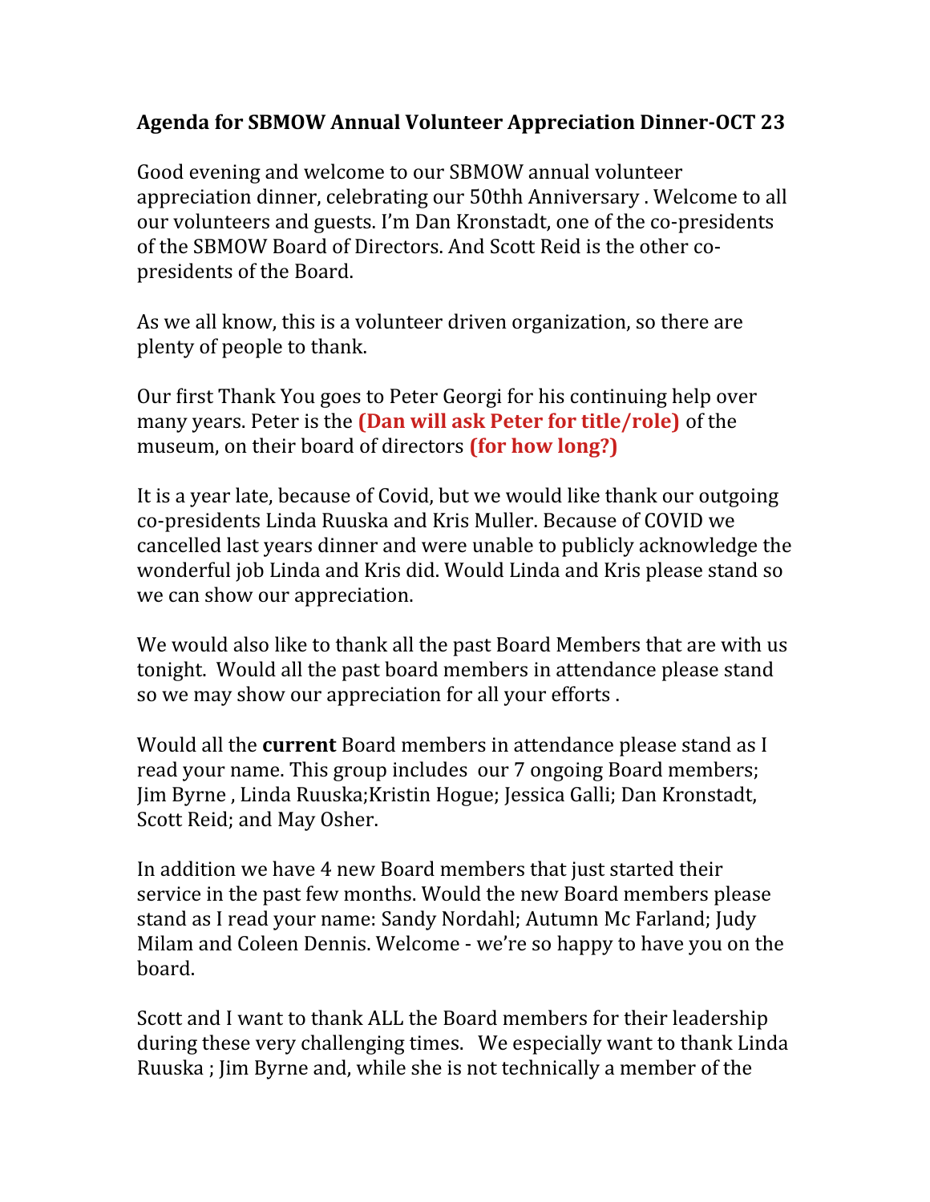**Agenda for SBMOW Annual Volunteer Appreciation Dinner-OCT 23**

Good evening and welcome to our SBMOW annual volunteer appreciation dinner, celebrating our 50thh Anniversary . Welcome to all our volunteers and guests. I'm Dan Kronstadt, one of the co-presidents of the SBMOW Board of Directors. And Scott Reid is the other co-presidents of the Board.

As we all know, this is a volunteer driven organization, so there are plenty of people to thank.

Our first Thank You goes to Peter Georgi for his continuing help over many years. Peter is the **(Dan will ask Peter for title/role)** of the museum, on their board of directors **(for how long?)**

It is a year late, because of Covid, but we would like thank our outgoing co-presidents Linda Ruuska and Kris Muller. Because of COVID we cancelled last years dinner and were unable to publicly acknowledge the wonderful job Linda and Kris did. Would Linda and Kris please stand so we can show our appreciation.

We would also like to thank all the past Board Members that are with us tonight. Would all the past board members in attendance please stand so we may show our appreciation for all your efforts .

Would all the **current** Board members in attendance please stand as I read your name. This group includes our 7 ongoing Board members; Jim Byrne , Linda Ruuska;Kristin Hogue; Jessica Galli; Dan Kronstadt, Scott Reid; and May Osher.

In addition we have 4 new Board members that just started their service in the past few months. Would the new Board members please stand as I read your name: Sandy Nordahl; Autumn Mc Farland; Judy Milam and Coleen Dennis. Welcome - we're so happy to have you on the board.

Scott and I want to thank ALL the Board members for their leadership during these very challenging times. We especially want to thank Linda Ruuska ; Jim Byrne and, while she is not technically a member of the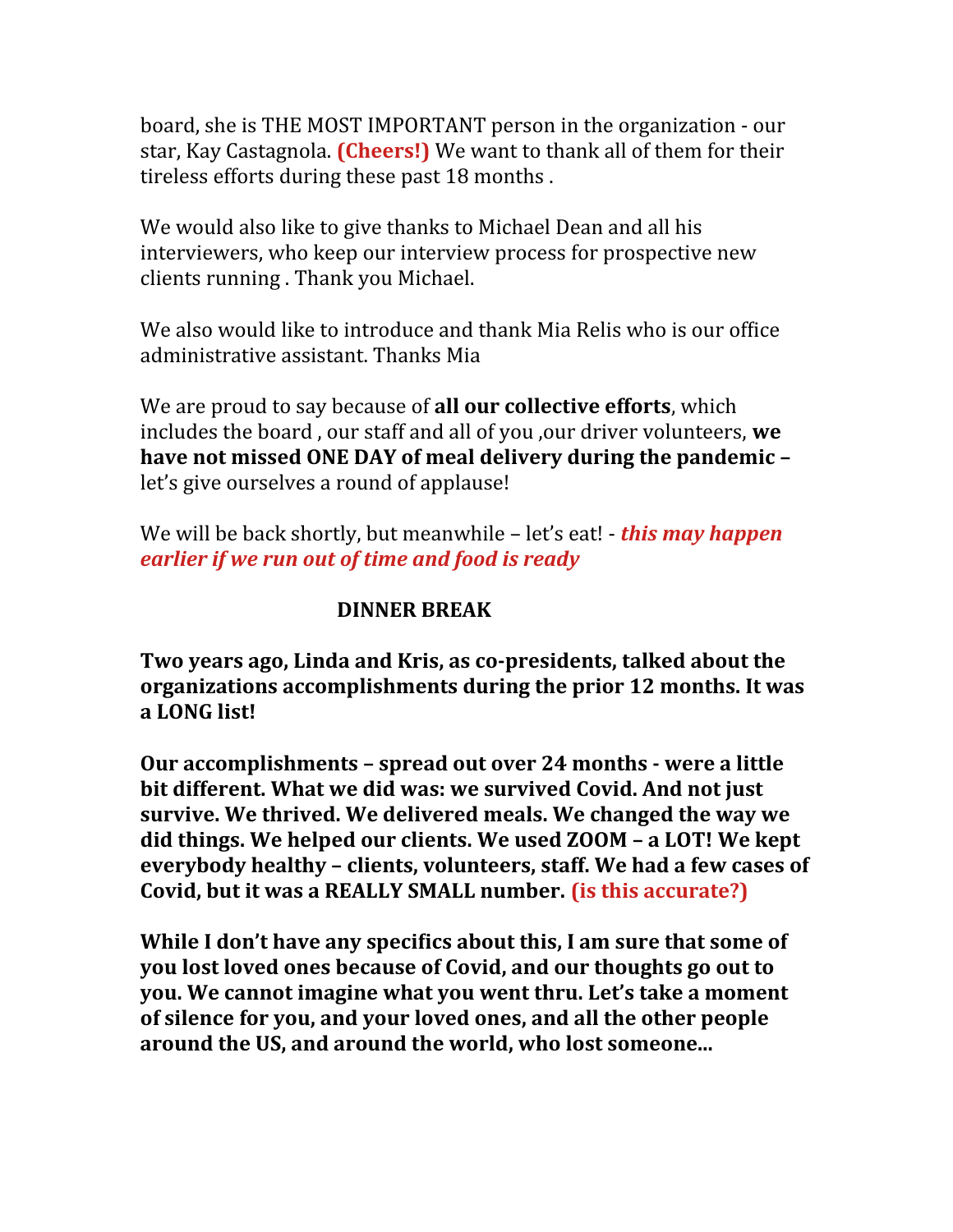board, she is THE MOST IMPORTANT person in the organization - our star, Kay Castagnola. **(Cheers!)** We want to thank all of them for their tireless efforts during these past 18 months .

We would also like to give thanks to Michael Dean and all his interviewers, who keep our interview process for prospective new clients running . Thank you Michael.

We also would like to introduce and thank Mia Relis who is our office administrative assistant. Thanks Mia

We are proud to say because of **all our collective efforts**, which includes the board , our staff and all of you ,our driver volunteers, **we have not missed ONE DAY of meal delivery during the pandemic –** let's give ourselves a round of applause!

We will be back shortly, but meanwhile – let's eat! - ***this may happen earlier if we run out of time and food is ready***

**DINNER BREAK**

**Two years ago, Linda and Kris, as co-presidents, talked about the organizations accomplishments during the prior 12 months. It was a LONG list!**

**Our accomplishments – spread out over 24 months - were a little bit different. What we did was: we survived Covid. And not just survive. We thrived. We delivered meals. We changed the way we did things. We helped our clients. We used ZOOM – a LOT! We kept everybody healthy – clients, volunteers, staff. We had a few cases of Covid, but it was a REALLY SMALL number. (is this accurate?)**

**While I don't have any specifics about this, I am sure that some of you lost loved ones because of Covid, and our thoughts go out to you. We cannot imagine what you went thru. Let's take a moment of silence for you, and your loved ones, and all the other people around the US, and around the world, who lost someone…**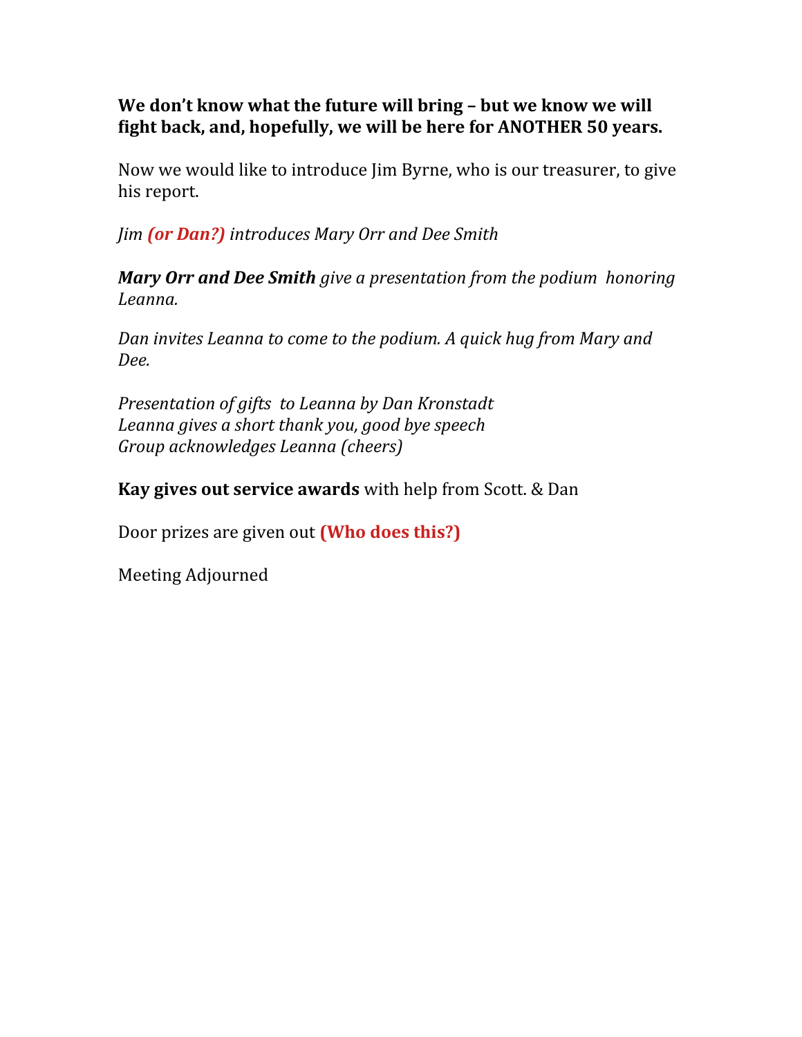**We don't know what the future will bring – but we know we will fight back, and, hopefully, we will be here for ANOTHER 50 years.**

Now we would like to introduce Jim Byrne, who is our treasurer, to give his report.

*Jim **(or Dan?)** introduces Mary Orr and Dee Smith*

***Mary Orr and Dee Smith** give a presentation from the podium honoring Leanna.*

*Dan invites Leanna to come to the podium. A quick hug from Mary and Dee.*

*Presentation of gifts to Leanna by Dan Kronstadt*
*Leanna gives a short thank you, good bye speech*
*Group acknowledges Leanna (cheers)*

**Kay gives out service awards** with help from Scott. & Dan

Door prizes are given out **(Who does this?)**

Meeting Adjourned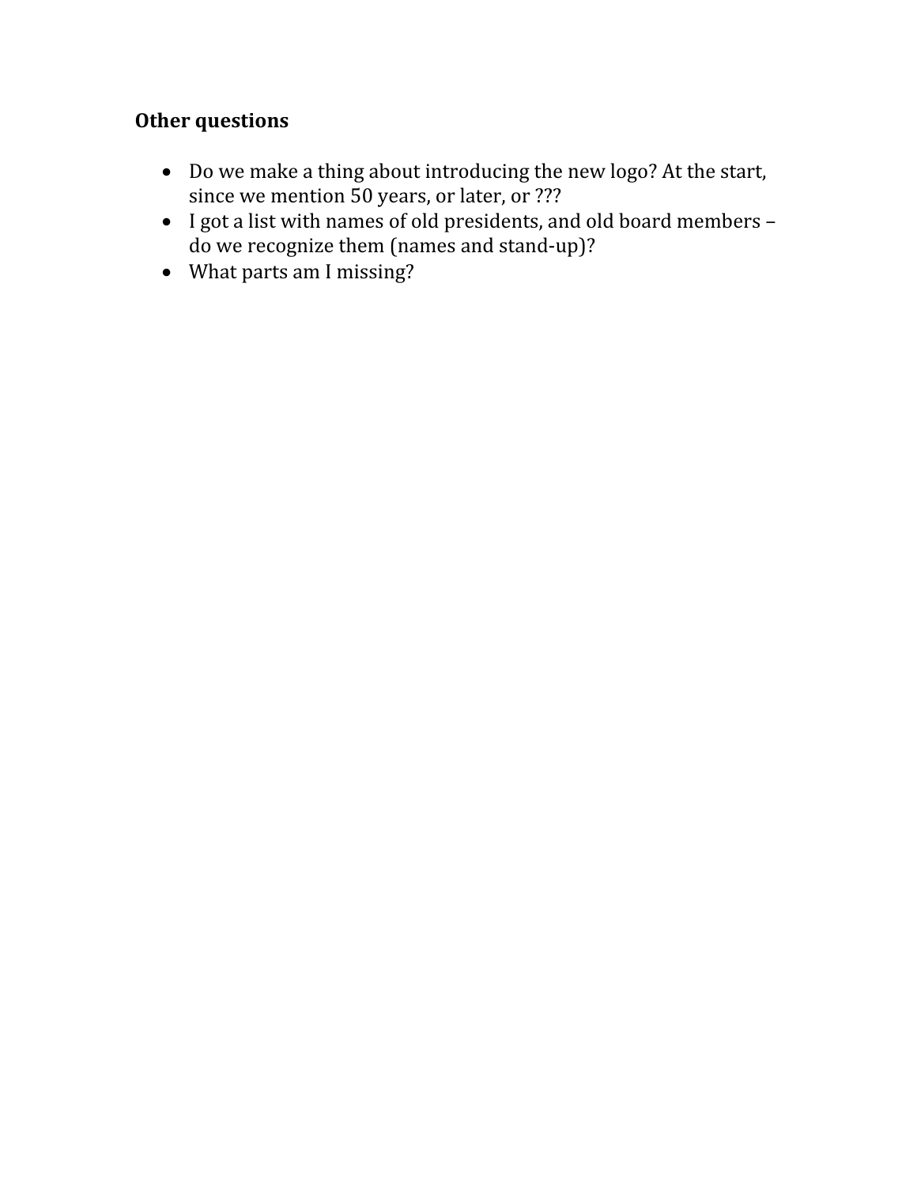**Other questions**

- Do we make a thing about introducing the new logo? At the start, since we mention 50 years, or later, or ???
- I got a list with names of old presidents, and old board members – do we recognize them (names and stand-up)?
- What parts am I missing?